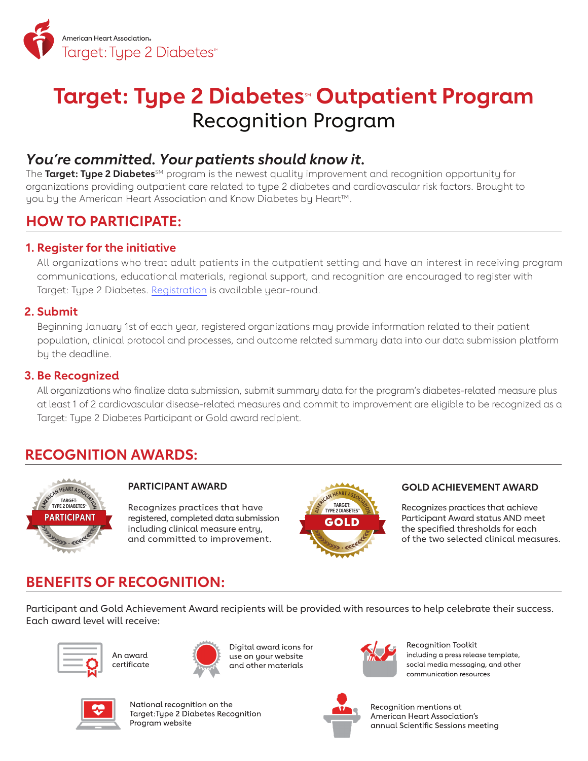American Heart Association.
Target: Type 2 Diabetes℠

# Target: Type 2 Diabetes℠ Outpatient Program
## Recognition Program

### *You're committed. Your patients should know it.*

The **Target: Type 2 Diabetes**℠ program is the newest quality improvement and recognition opportunity for organizations providing outpatient care related to type 2 diabetes and cardiovascular risk factors. Brought to you by the American Heart Association and Know Diabetes by Heart™.

## HOW TO PARTICIPATE:

### 1. Register for the initiative

All organizations who treat adult patients in the outpatient setting and have an interest in receiving program communications, educational materials, regional support, and recognition are encouraged to register with Target: Type 2 Diabetes. Registration is available year-round.

### 2. Submit

Beginning January 1st of each year, registered organizations may provide information related to their patient population, clinical protocol and processes, and outcome related summary data into our data submission platform by the deadline.

### 3. Be Recognized

All organizations who finalize data submission, submit summary data for the program's diabetes-related measure plus at least 1 of 2 cardiovascular disease-related measures and commit to improvement are eligible to be recognized as a Target: Type 2 Diabetes Participant or Gold award recipient.

## RECOGNITION AWARDS:

### PARTICIPANT AWARD

Recognizes practices that have registered, completed data submission including clinical measure entry, and committed to improvement.

### GOLD ACHIEVEMENT AWARD

Recognizes practices that achieve Participant Award status AND meet the specified thresholds for each of the two selected clinical measures.

## BENEFITS OF RECOGNITION:

Participant and Gold Achievement Award recipients will be provided with resources to help celebrate their success. Each award level will receive:

- An award certificate
- Digital award icons for use on your website and other materials
- Recognition Toolkit including a press release template, social media messaging, and other communication resources
- National recognition on the Target:Type 2 Diabetes Recognition Program website
- Recognition mentions at American Heart Association's annual Scientific Sessions meeting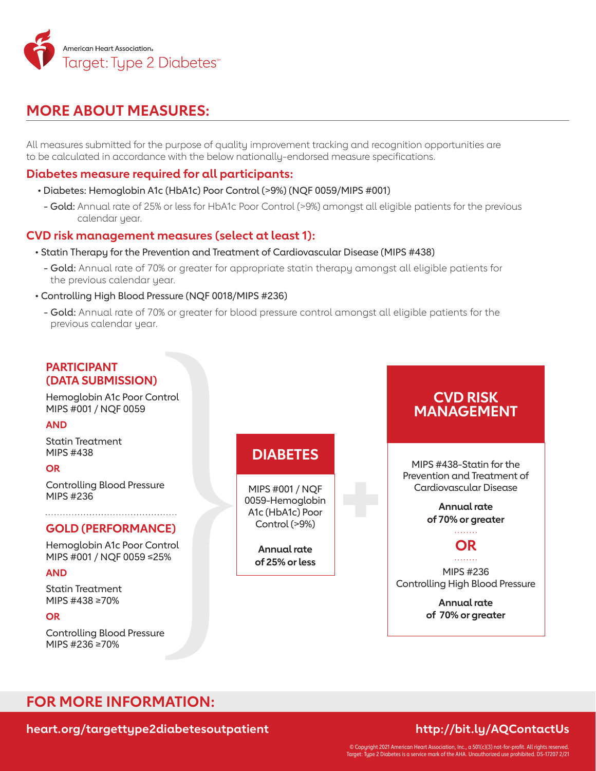American Heart Association.
Target: Type 2 Diabetes℠

## MORE ABOUT MEASURES:

All measures submitted for the purpose of quality improvement tracking and recognition opportunities are to be calculated in accordance with the below nationally-endorsed measure specifications.

### Diabetes measure required for all participants:

- Diabetes: Hemoglobin A1c (HbA1c) Poor Control (>9%) (NQF 0059/MIPS #001)
  - Gold: Annual rate of 25% or less for HbA1c Poor Control (>9%) amongst all eligible patients for the previous calendar year.

### CVD risk management measures (select at least 1):

- Statin Therapy for the Prevention and Treatment of Cardiovascular Disease (MIPS #438)
  - Gold: Annual rate of 70% or greater for appropriate statin therapy amongst all eligible patients for the previous calendar year.
- Controlling High Blood Pressure (NQF 0018/MIPS #236)
  - Gold: Annual rate of 70% or greater for blood pressure control amongst all eligible patients for the previous calendar year.

### PARTICIPANT (DATA SUBMISSION)

Hemoglobin A1c Poor Control
MIPS #001 / NQF 0059

**AND**

Statin Treatment
MIPS #438

**OR**

Controlling Blood Pressure
MIPS #236

### GOLD (PERFORMANCE)

Hemoglobin A1c Poor Control
MIPS #001 / NQF 0059 ≤25%

**AND**

Statin Treatment
MIPS #438 ≥70%

**OR**

Controlling Blood Pressure
MIPS #236 ≥70%

### DIABETES

MIPS #001 / NQF 0059-Hemoglobin A1c (HbA1c) Poor Control (>9%)

**Annual rate of 25% or less**

+

### CVD RISK MANAGEMENT

MIPS #438-Statin for the Prevention and Treatment of Cardiovascular Disease

**Annual rate of 70% or greater**

**OR**

MIPS #236
Controlling High Blood Pressure

**Annual rate of 70% or greater**

## FOR MORE INFORMATION:

heart.org/targettype2diabetesoutpatient

http://bit.ly/AQContactUs

© Copyright 2021 American Heart Association, Inc., a 501(c)(3) not-for-profit. All rights reserved. Target: Type 2 Diabetes is a service mark of the AHA. Unauthorized use prohibited. DS-17207 2/21